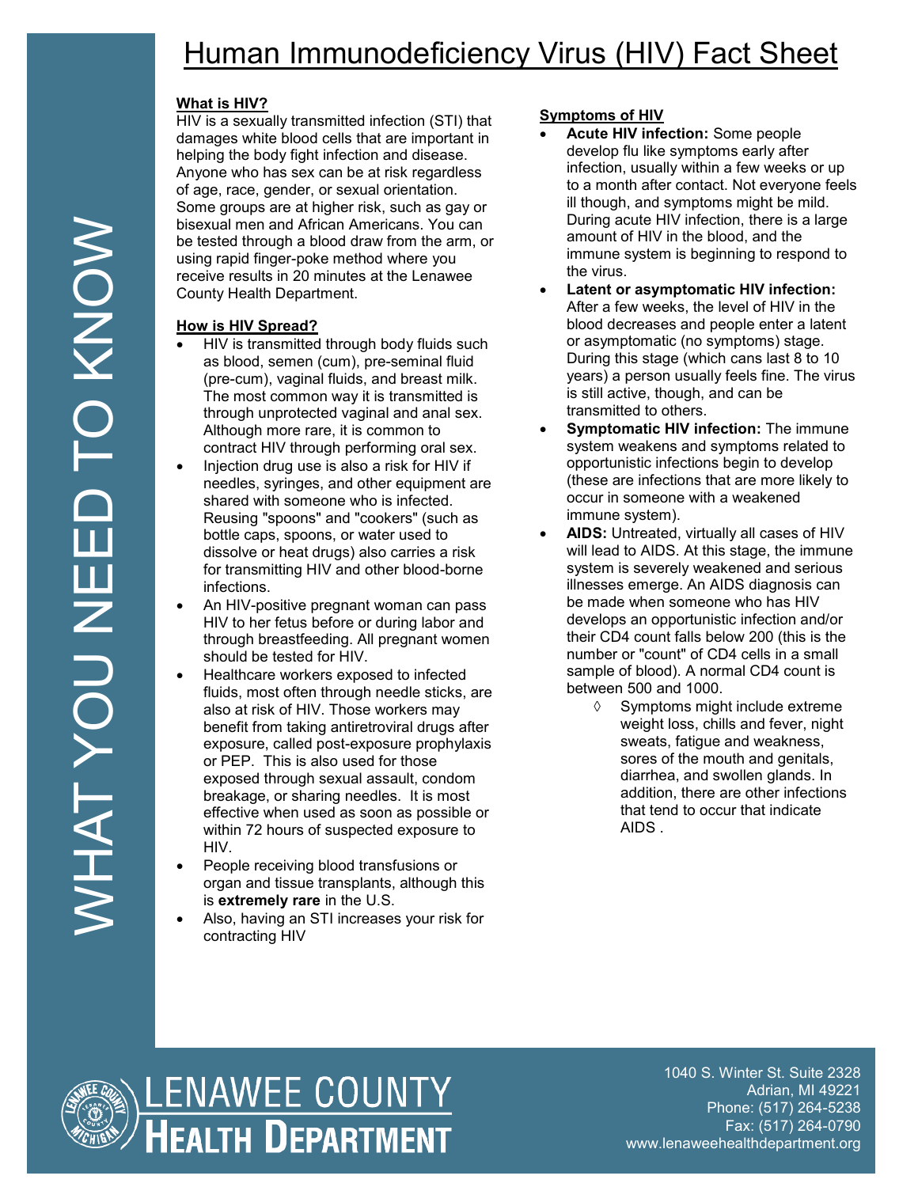# Human Immunodeficiency Virus (HIV) Fact Sheet

WHAT YOU NEED TO KNOW

## What is HIV?

HIV is a sexually transmitted infection (STI) that damages white blood cells that are important in helping the body fight infection and disease. Anyone who has sex can be at risk regardless of age, race, gender, or sexual orientation. Some groups are at higher risk, such as gay or bisexual men and African Americans. You can be tested through a blood draw from the arm, or using rapid finger-poke method where you receive results in 20 minutes at the Lenawee County Health Department.

## How is HIV Spread?

- HIV is transmitted through body fluids such as blood, semen (cum), pre-seminal fluid (pre-cum), vaginal fluids, and breast milk. The most common way it is transmitted is through unprotected vaginal and anal sex. Although more rare, it is common to contract HIV through performing oral sex.
- Injection drug use is also a risk for HIV if needles, syringes, and other equipment are shared with someone who is infected. Reusing "spoons" and "cookers" (such as bottle caps, spoons, or water used to dissolve or heat drugs) also carries a risk for transmitting HIV and other blood-borne infections.
- An HIV-positive pregnant woman can pass HIV to her fetus before or during labor and through breastfeeding. All pregnant women should be tested for HIV.
- Healthcare workers exposed to infected fluids, most often through needle sticks, are also at risk of HIV. Those workers may benefit from taking antiretroviral drugs after exposure, called post-exposure prophylaxis or PEP. This is also used for those exposed through sexual assault, condom breakage, or sharing needles. It is most effective when used as soon as possible or within 72 hours of suspected exposure to HIV.
- People receiving blood transfusions or organ and tissue transplants, although this is **extremely rare** in the U.S.
- Also, having an STI increases your risk for contracting HIV

## Symptoms of HIV

- **Acute HIV infection:** Some people develop flu like symptoms early after infection, usually within a few weeks or up to a month after contact. Not everyone feels ill though, and symptoms might be mild. During acute HIV infection, there is a large amount of HIV in the blood, and the immune system is beginning to respond to the virus.
- **Latent or asymptomatic HIV infection:** After a few weeks, the level of HIV in the blood decreases and people enter a latent or asymptomatic (no symptoms) stage. During this stage (which cans last 8 to 10 years) a person usually feels fine. The virus is still active, though, and can be transmitted to others.
- **Symptomatic HIV infection:** The immune system weakens and symptoms related to opportunistic infections begin to develop (these are infections that are more likely to occur in someone with a weakened immune system).
- **AIDS:** Untreated, virtually all cases of HIV will lead to AIDS. At this stage, the immune system is severely weakened and serious illnesses emerge. An AIDS diagnosis can be made when someone who has HIV develops an opportunistic infection and/or their CD4 count falls below 200 (this is the number or "count" of CD4 cells in a small sample of blood). A normal CD4 count is between 500 and 1000.
  - Symptoms might include extreme weight loss, chills and fever, night sweats, fatigue and weakness, sores of the mouth and genitals, diarrhea, and swollen glands. In addition, there are other infections that tend to occur that indicate AIDS .

LENAWEE COUNTY HEALTH DEPARTMENT

1040 S. Winter St. Suite 2328
Adrian, MI 49221
Phone: (517) 264-5238
Fax: (517) 264-0790
www.lenaweehealthdepartment.org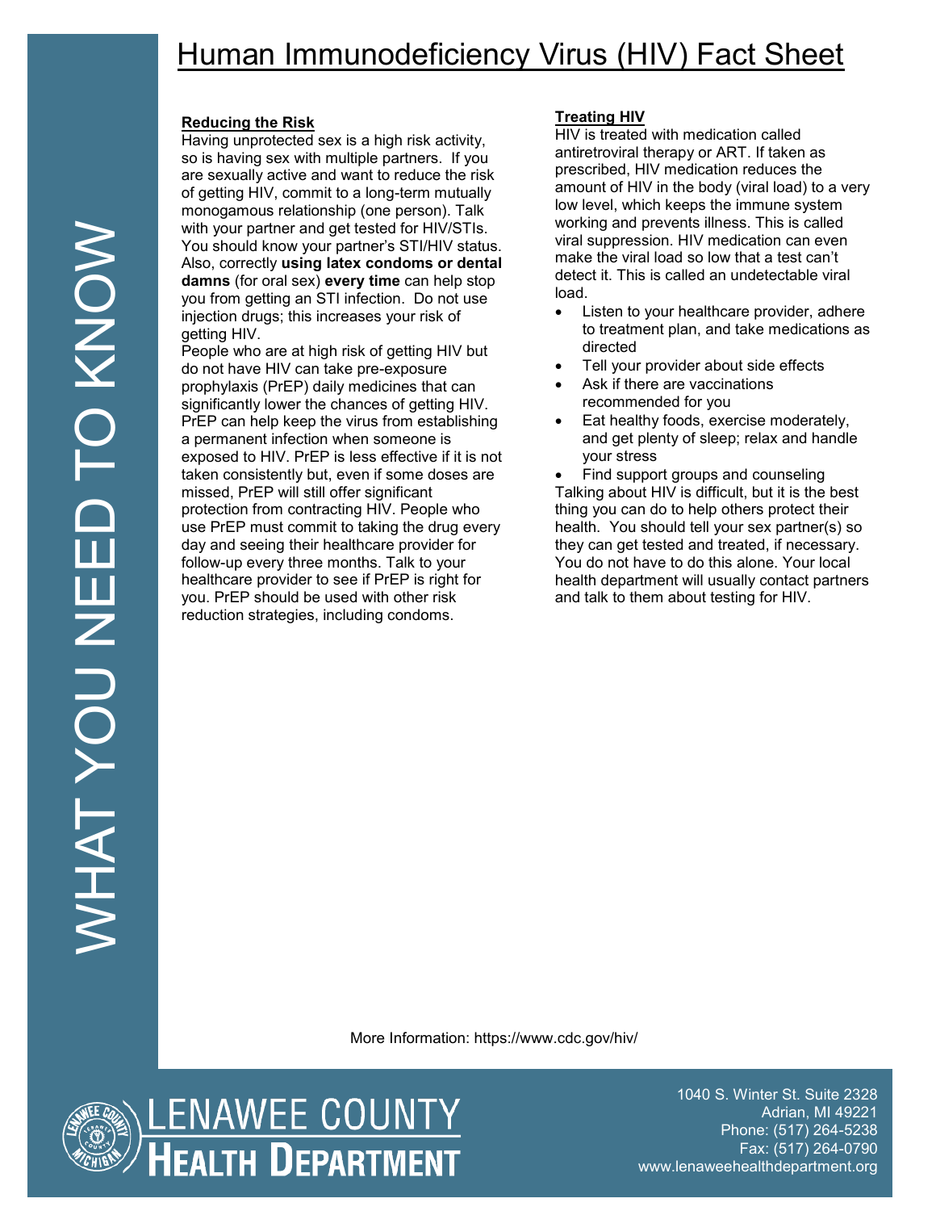# Human Immunodeficiency Virus (HIV) Fact Sheet

WHAT YOU NEED TO KNOW

**Reducing the Risk**

Having unprotected sex is a high risk activity, so is having sex with multiple partners. If you are sexually active and want to reduce the risk of getting HIV, commit to a long-term mutually monogamous relationship (one person). Talk with your partner and get tested for HIV/STIs. You should know your partner's STI/HIV status. Also, correctly **using latex condoms or dental damns** (for oral sex) **every time** can help stop you from getting an STI infection. Do not use injection drugs; this increases your risk of getting HIV.

People who are at high risk of getting HIV but do not have HIV can take pre-exposure prophylaxis (PrEP) daily medicines that can significantly lower the chances of getting HIV. PrEP can help keep the virus from establishing a permanent infection when someone is exposed to HIV. PrEP is less effective if it is not taken consistently but, even if some doses are missed, PrEP will still offer significant protection from contracting HIV. People who use PrEP must commit to taking the drug every day and seeing their healthcare provider for follow-up every three months. Talk to your healthcare provider to see if PrEP is right for you. PrEP should be used with other risk reduction strategies, including condoms.

**Treating HIV**

HIV is treated with medication called antiretroviral therapy or ART. If taken as prescribed, HIV medication reduces the amount of HIV in the body (viral load) to a very low level, which keeps the immune system working and prevents illness. This is called viral suppression. HIV medication can even make the viral load so low that a test can't detect it. This is called an undetectable viral load.

- Listen to your healthcare provider, adhere to treatment plan, and take medications as directed
- Tell your provider about side effects
- Ask if there are vaccinations recommended for you
- Eat healthy foods, exercise moderately, and get plenty of sleep; relax and handle your stress
- Find support groups and counseling

Talking about HIV is difficult, but it is the best thing you can do to help others protect their health. You should tell your sex partner(s) so they can get tested and treated, if necessary. You do not have to do this alone. Your local health department will usually contact partners and talk to them about testing for HIV.

More Information: https://www.cdc.gov/hiv/

LENAWEE COUNTY HEALTH DEPARTMENT

1040 S. Winter St. Suite 2328
Adrian, MI 49221
Phone: (517) 264-5238
Fax: (517) 264-0790
www.lenaweehealthdepartment.org